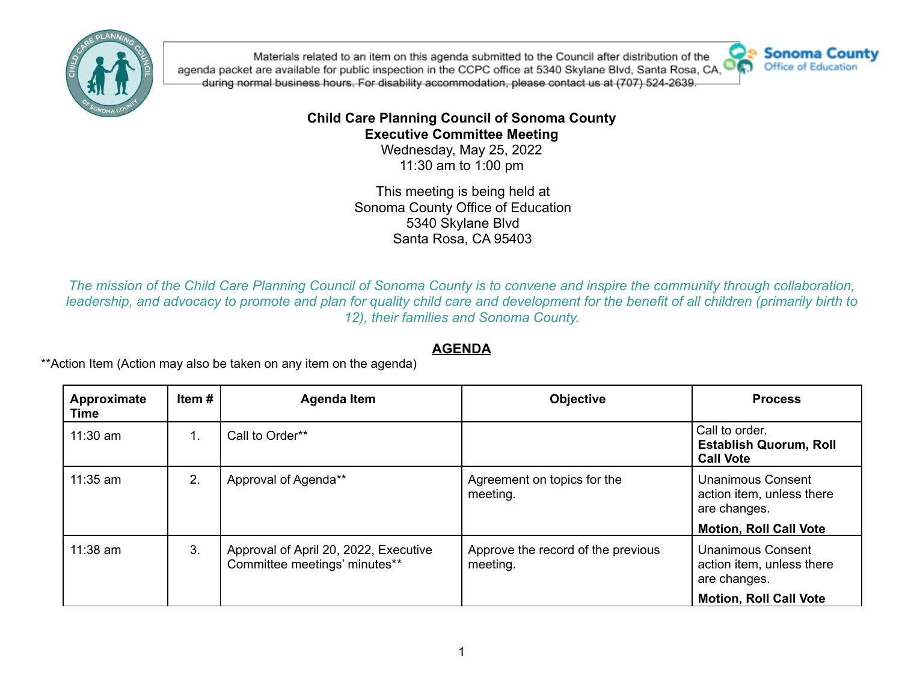Materials related to an item on this agenda submitted to the Council after distribution of the agenda packet are available for public inspection in the CCPC office at 5340 Skylane Blvd, Santa Rosa, CA, during normal business hours. For disability accommodation, please contact us at (707) 524-2639.

**Child Care Planning Council of Sonoma County**
**Executive Committee Meeting**
Wednesday, May 25, 2022
11:30 am to 1:00 pm

This meeting is being held at
Sonoma County Office of Education
5340 Skylane Blvd
Santa Rosa, CA 95403

*The mission of the Child Care Planning Council of Sonoma County is to convene and inspire the community through collaboration, leadership, and advocacy to promote and plan for quality child care and development for the benefit of all children (primarily birth to 12), their families and Sonoma County.*

## AGENDA

**Action Item (Action may also be taken on any item on the agenda)

| Approximate Time | Item # | Agenda Item | Objective | Process |
|---|---|---|---|---|
| 11:30 am | 1. | Call to Order** | | Call to order. **Establish Quorum, Roll Call Vote** |
| 11:35 am | 2. | Approval of Agenda** | Agreement on topics for the meeting. | Unanimous Consent action item, unless there are changes. **Motion, Roll Call Vote** |
| 11:38 am | 3. | Approval of April 20, 2022, Executive Committee meetings' minutes** | Approve the record of the previous meeting. | Unanimous Consent action item, unless there are changes. **Motion, Roll Call Vote** |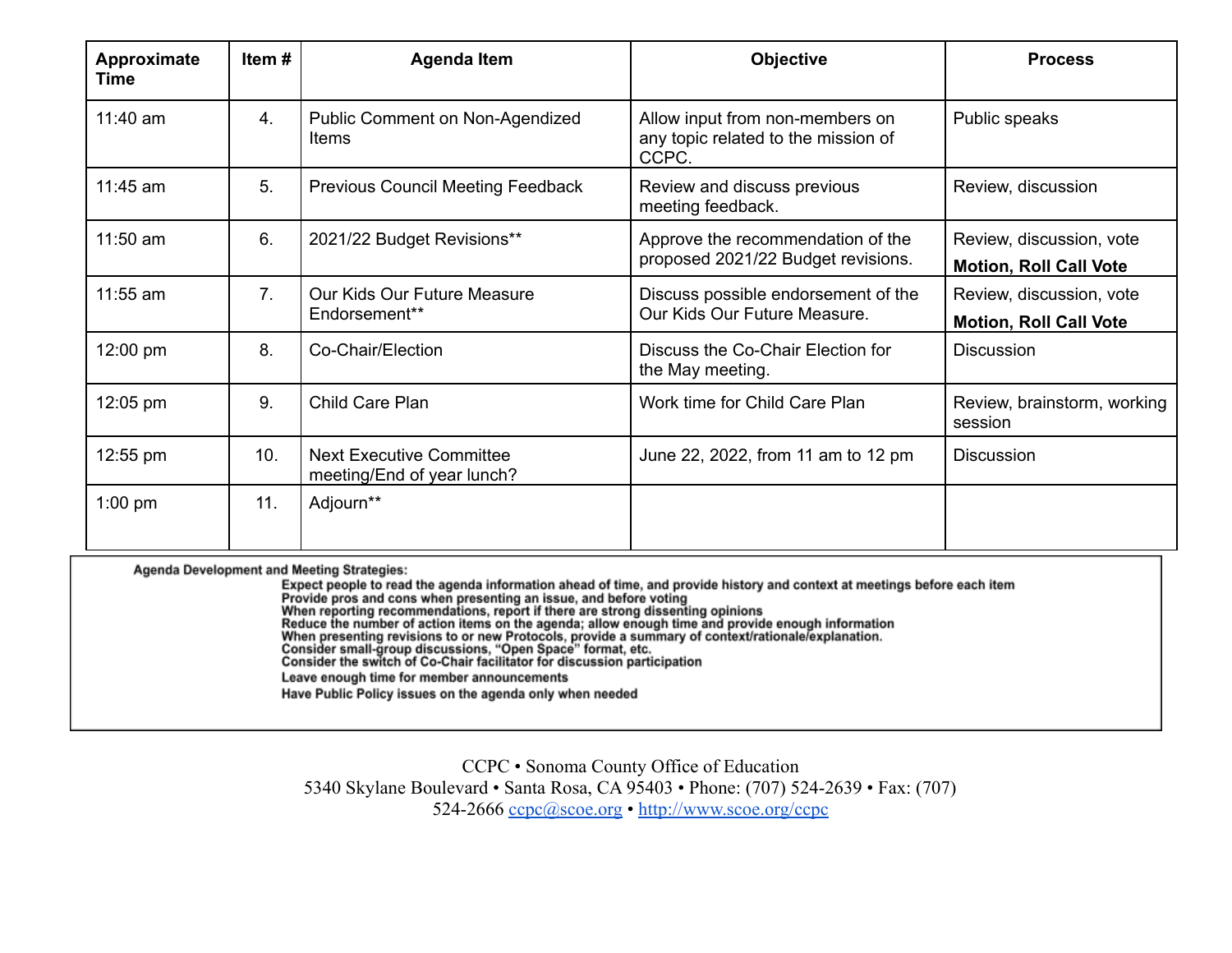| Approximate Time | Item # | Agenda Item | Objective | Process |
|---|---|---|---|---|
| 11:40 am | 4. | Public Comment on Non-Agendized Items | Allow input from non-members on any topic related to the mission of CCPC. | Public speaks |
| 11:45 am | 5. | Previous Council Meeting Feedback | Review and discuss previous meeting feedback. | Review, discussion |
| 11:50 am | 6. | 2021/22 Budget Revisions** | Approve the recommendation of the proposed 2021/22 Budget revisions. | Review, discussion, vote **Motion, Roll Call Vote** |
| 11:55 am | 7. | Our Kids Our Future Measure Endorsement** | Discuss possible endorsement of the Our Kids Our Future Measure. | Review, discussion, vote **Motion, Roll Call Vote** |
| 12:00 pm | 8. | Co-Chair/Election | Discuss the Co-Chair Election for the May meeting. | Discussion |
| 12:05 pm | 9. | Child Care Plan | Work time for Child Care Plan | Review, brainstorm, working session |
| 12:55 pm | 10. | Next Executive Committee meeting/End of year lunch? | June 22, 2022, from 11 am to 12 pm | Discussion |
| 1:00 pm | 11. | Adjourn** | | |

**Agenda Development and Meeting Strategies:**

- Expect people to read the agenda information ahead of time, and provide history and context at meetings before each item
- Provide pros and cons when presenting an issue, and before voting
- When reporting recommendations, report if there are strong dissenting opinions
- Reduce the number of action items on the agenda; allow enough time and provide enough information
- When presenting revisions to or new Protocols, provide a summary of context/rationale/explanation.
- Consider small-group discussions, "Open Space" format, etc.
- Consider the switch of Co-Chair facilitator for discussion participation
- Leave enough time for member announcements
- Have Public Policy issues on the agenda only when needed

CCPC • Sonoma County Office of Education
5340 Skylane Boulevard • Santa Rosa, CA 95403 • Phone: (707) 524-2639 • Fax: (707) 524-2666 ccpc@scoe.org • http://www.scoe.org/ccpc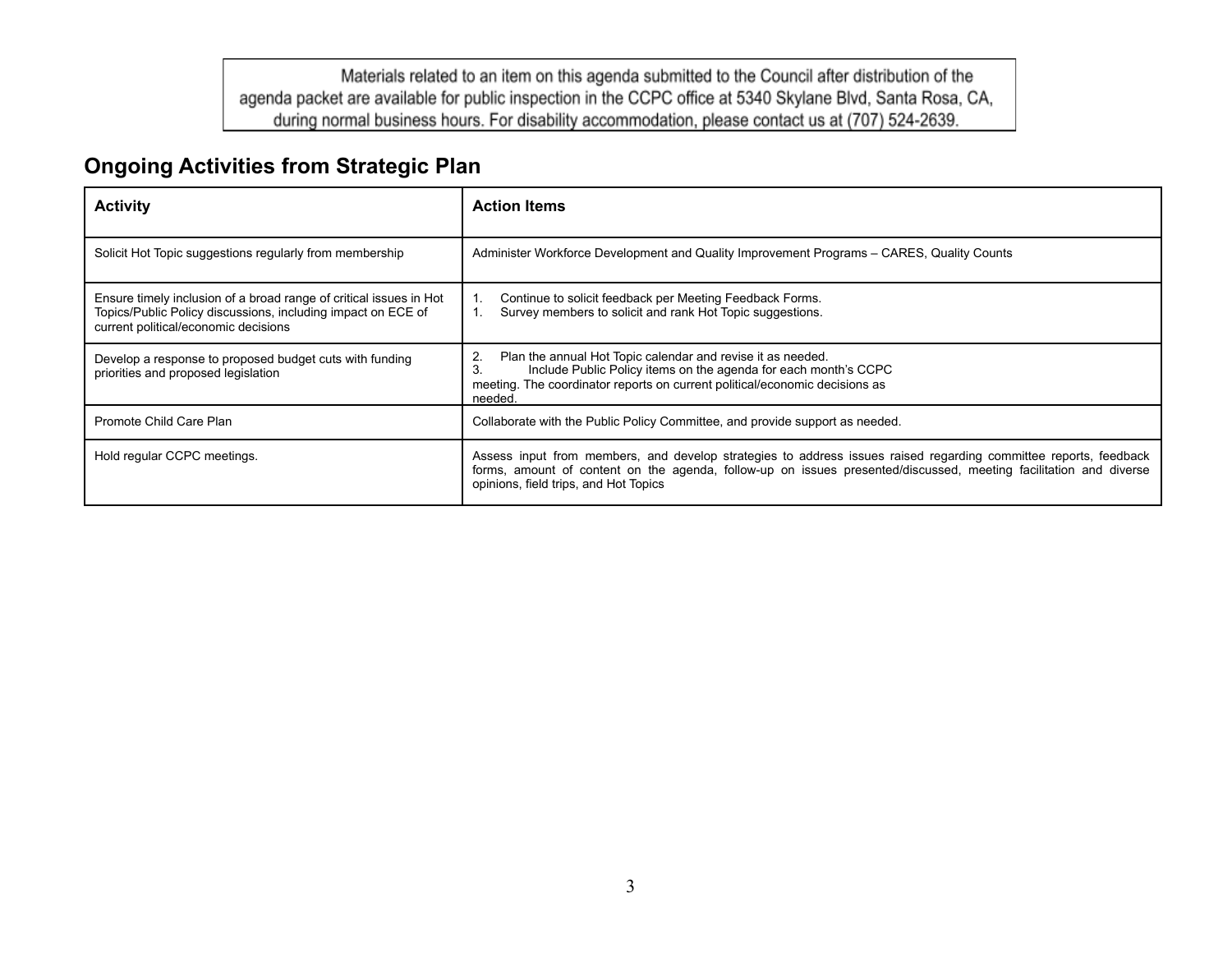Materials related to an item on this agenda submitted to the Council after distribution of the agenda packet are available for public inspection in the CCPC office at 5340 Skylane Blvd, Santa Rosa, CA, during normal business hours. For disability accommodation, please contact us at (707) 524-2639.

## Ongoing Activities from Strategic Plan

| Activity | Action Items |
|---|---|
| Solicit Hot Topic suggestions regularly from membership | Administer Workforce Development and Quality Improvement Programs – CARES, Quality Counts |
| Ensure timely inclusion of a broad range of critical issues in Hot Topics/Public Policy discussions, including impact on ECE of current political/economic decisions | 1. Continue to solicit feedback per Meeting Feedback Forms.<br>1. Survey members to solicit and rank Hot Topic suggestions. |
| Develop a response to proposed budget cuts with funding priorities and proposed legislation | 2. Plan the annual Hot Topic calendar and revise it as needed.<br>3. Include Public Policy items on the agenda for each month's CCPC meeting. The coordinator reports on current political/economic decisions as needed. |
| Promote Child Care Plan | Collaborate with the Public Policy Committee, and provide support as needed. |
| Hold regular CCPC meetings. | Assess input from members, and develop strategies to address issues raised regarding committee reports, feedback forms, amount of content on the agenda, follow-up on issues presented/discussed, meeting facilitation and diverse opinions, field trips, and Hot Topics |